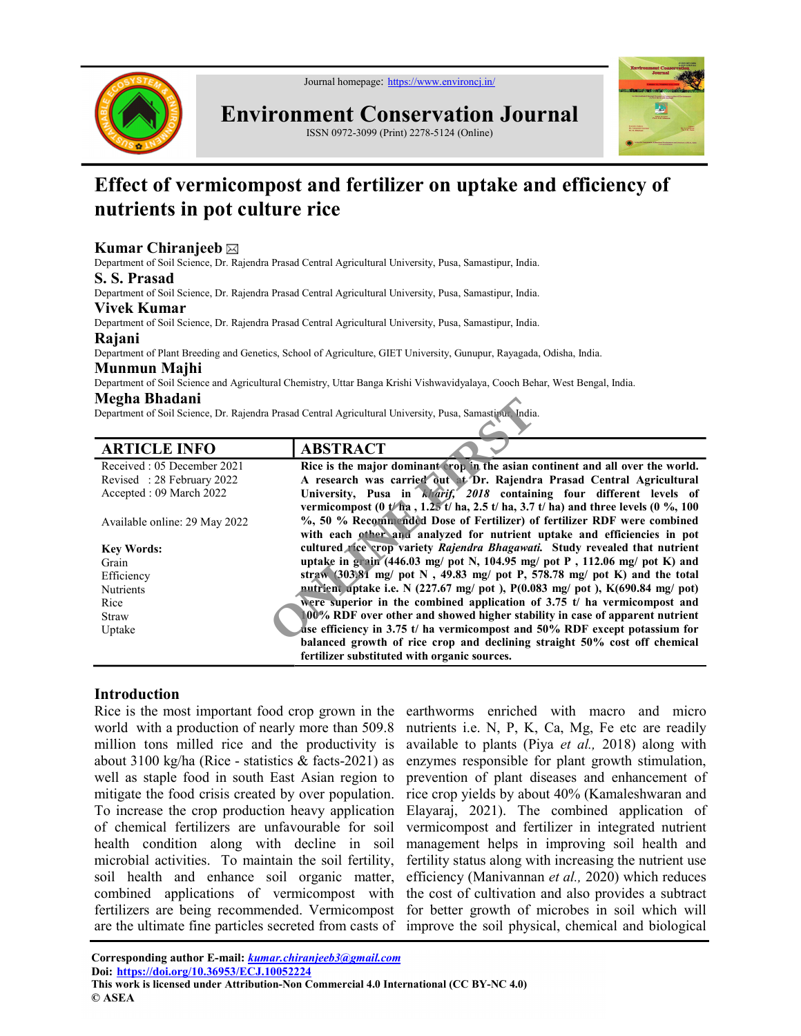Journal homepage: https://www.environcj.in/

# Environment Conservation Journal

ISSN 0972-3099 (Print) 2278-5124 (Online)

# Effect of vermicompost and fertilizer on uptake and efficiency of nutrients in pot culture rice

**Kumar Chiranjeeb** ✉
Department of Soil Science, Dr. Rajendra Prasad Central Agricultural University, Pusa, Samastipur, India.

**S. S. Prasad**
Department of Soil Science, Dr. Rajendra Prasad Central Agricultural University, Pusa, Samastipur, India.

**Vivek Kumar**
Department of Soil Science, Dr. Rajendra Prasad Central Agricultural University, Pusa, Samastipur, India.

**Rajani**
Department of Plant Breeding and Genetics, School of Agriculture, GIET University, Gunupur, Rayagada, Odisha, India.

**Munmun Majhi**
Department of Soil Science and Agricultural Chemistry, Uttar Banga Krishi Vishwavidyalaya, Cooch Behar, West Bengal, India.

**Megha Bhadani**
Department of Soil Science, Dr. Rajendra Prasad Central Agricultural University, Pusa, Samastipur, India.

## ARTICLE INFO

Received : 05 December 2021
Revised : 28 February 2022
Accepted : 09 March 2022

Available online: 29 May 2022

**Key Words:**
Grain
Efficiency
Nutrients
Rice
Straw
Uptake

## ABSTRACT

**Rice is the major dominant crop in the asian continent and all over the world. A research was carried out at Dr. Rajendra Prasad Central Agricultural University, Pusa in *kharif, 2018* containing four different levels of vermicompost (0 t/ ha , 1.25 t/ ha, 2.5 t/ ha, 3.7 t/ ha) and three levels (0 %, 100 %, 50 % Recommended Dose of Fertilizer) of fertilizer RDF were combined with each other and analyzed for nutrient uptake and efficiencies in pot cultured rice crop variety *Rajendra Bhagawati.* Study revealed that nutrient uptake in grain (446.03 mg/ pot N, 104.95 mg/ pot P , 112.06 mg/ pot K) and straw (303.81 mg/ pot N , 49.83 mg/ pot P, 578.78 mg/ pot K) and the total nutrient uptake i.e. N (227.67 mg/ pot ), P(0.083 mg/ pot ), K(690.84 mg/ pot) were superior in the combined application of 3.75 t/ ha vermicompost and 100% RDF over other and showed higher stability in case of apparent nutrient use efficiency in 3.75 t/ ha vermicompost and 50% RDF except potassium for balanced growth of rice crop and declining straight 50% cost off chemical fertilizer substituted with organic sources.**

## Introduction

Rice is the most important food crop grown in the world with a production of nearly more than 509.8 million tons milled rice and the productivity is about 3100 kg/ha (Rice - statistics & facts-2021) as well as staple food in south East Asian region to mitigate the food crisis created by over population. To increase the crop production heavy application of chemical fertilizers are unfavourable for soil health condition along with decline in soil microbial activities. To maintain the soil fertility, soil health and enhance soil organic matter, combined applications of vermicompost with fertilizers are being recommended. Vermicompost are the ultimate fine particles secreted from casts of earthworms enriched with macro and micro nutrients i.e. N, P, K, Ca, Mg, Fe etc are readily available to plants (Piya *et al.,* 2018) along with enzymes responsible for plant growth stimulation, prevention of plant diseases and enhancement of rice crop yields by about 40% (Kamaleshwaran and Elayaraj, 2021). The combined application of vermicompost and fertilizer in integrated nutrient management helps in improving soil health and fertility status along with increasing the nutrient use efficiency (Manivannan *et al.,* 2020) which reduces the cost of cultivation and also provides a subtract for better growth of microbes in soil which will improve the soil physical, chemical and biological

**Corresponding author E-mail:** *kumar.chiranjeeb3@gmail.com*
**Doi:** https://doi.org/10.36953/ECJ.10052224
**This work is licensed under Attribution-Non Commercial 4.0 International (CC BY-NC 4.0)**
**© ASEA**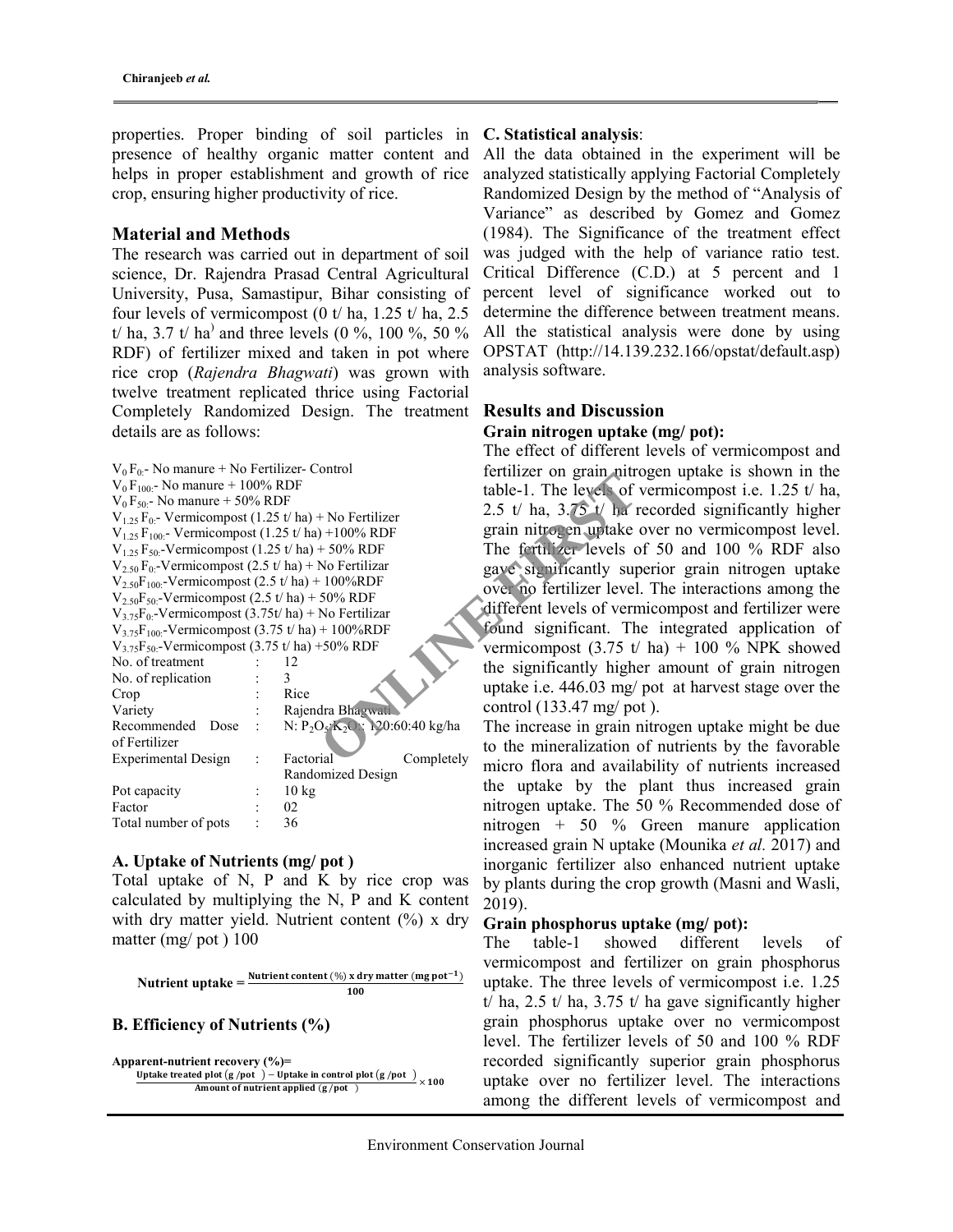properties. Proper binding of soil particles in presence of healthy organic matter content and helps in proper establishment and growth of rice crop, ensuring higher productivity of rice.

## Material and Methods

The research was carried out in department of soil science, Dr. Rajendra Prasad Central Agricultural University, Pusa, Samastipur, Bihar consisting of four levels of vermicompost (0 t/ ha, 1.25 t/ ha, 2.5 t/ ha, 3.7 t/ ha) and three levels (0 %, 100 %, 50 % RDF) of fertilizer mixed and taken in pot where rice crop (*Rajendra Bhagwati*) was grown with twelve treatment replicated thrice using Factorial Completely Randomized Design. The treatment details are as follows:

$V_0 F_0$:- No manure + No Fertilizer- Control
$V_0 F_{100}$:- No manure + 100% RDF
$V_0 F_{50}$:- No manure + 50% RDF
$V_{1.25} F_0$:- Vermicompost (1.25 t/ ha) + No Fertilizer
$V_{1.25} F_{100}$:- Vermicompost (1.25 t/ ha) +100% RDF
$V_{1.25} F_{50}$:-Vermicompost (1.25 t/ ha) + 50% RDF
$V_{2.50} F_0$:-Vermicompost (2.5 t/ ha) + No Fertilizar
$V_{2.50} F_{100}$:-Vermicompost (2.5 t/ ha) + 100%RDF
$V_{2.50} F_{50}$:-Vermicompost (2.5 t/ ha) + 50% RDF
$V_{3.75} F_0$:-Vermicompost (3.75t/ ha) + No Fertilizar
$V_{3.75} F_{100}$:-Vermicompost (3.75 t/ ha) + 100%RDF
$V_{3.75} F_{50}$:-Vermicompost (3.75 t/ ha) +50% RDF

| | | |
|---|---|---|
| No. of treatment | : | 12 |
| No. of replication | : | 3 |
| Crop | : | Rice |
| Variety | : | Rajendra Bhagwati |
| Recommended Dose of Fertilizer | : | N: $P_2O_5$:$K_2O$ : 120:60:40 kg/ha |
| Experimental Design | : | Factorial Completely Randomized Design |
| Pot capacity | : | 10 kg |
| Factor | : | 02 |
| Total number of pots | : | 36 |

### A. Uptake of Nutrients (mg/ pot )

Total uptake of N, P and K by rice crop was calculated by multiplying the N, P and K content with dry matter yield. Nutrient content (%) x dry matter (mg/ pot ) 100

$$\text{Nutrient uptake} = \frac{\text{Nutrient content (\%) x dry matter (mg pot}^{-1})}{100}$$

### B. Efficiency of Nutrients (%)

$$\text{Apparent-nutrient recovery (\%)} = \frac{\text{Uptake treated plot (g /pot )} - \text{Uptake in control plot (g /pot )}}{\text{Amount of nutrient applied (g /pot )}} \times 100$$

### C. Statistical analysis:

All the data obtained in the experiment will be analyzed statistically applying Factorial Completely Randomized Design by the method of "Analysis of Variance" as described by Gomez and Gomez (1984). The Significance of the treatment effect was judged with the help of variance ratio test. Critical Difference (C.D.) at 5 percent and 1 percent level of significance worked out to determine the difference between treatment means. All the statistical analysis were done by using OPSTAT (http://14.139.232.166/opstat/default.asp) analysis software.

## Results and Discussion

### Grain nitrogen uptake (mg/ pot):

The effect of different levels of vermicompost and fertilizer on grain nitrogen uptake is shown in the table-1. The levels of vermicompost i.e. 1.25 t/ ha, 2.5 t/ ha, 3.75 t/ ha recorded significantly higher grain nitrogen uptake over no vermicompost level. The fertilizer levels of 50 and 100 % RDF also gave significantly superior grain nitrogen uptake over no fertilizer level. The interactions among the different levels of vermicompost and fertilizer were found significant. The integrated application of vermicompost (3.75 t/ ha) + 100 % NPK showed the significantly higher amount of grain nitrogen uptake i.e. 446.03 mg/ pot at harvest stage over the control (133.47 mg/ pot ).

The increase in grain nitrogen uptake might be due to the mineralization of nutrients by the favorable micro flora and availability of nutrients increased the uptake by the plant thus increased grain nitrogen uptake. The 50 % Recommended dose of nitrogen + 50 % Green manure application increased grain N uptake (Mounika *et al.* 2017) and inorganic fertilizer also enhanced nutrient uptake by plants during the crop growth (Masni and Wasli, 2019).

### Grain phosphorus uptake (mg/ pot):

The table-1 showed different levels of vermicompost and fertilizer on grain phosphorus uptake. The three levels of vermicompost i.e. 1.25 t/ ha, 2.5 t/ ha, 3.75 t/ ha gave significantly higher grain phosphorus uptake over no vermicompost level. The fertilizer levels of 50 and 100 % RDF recorded significantly superior grain phosphorus uptake over no fertilizer level. The interactions among the different levels of vermicompost and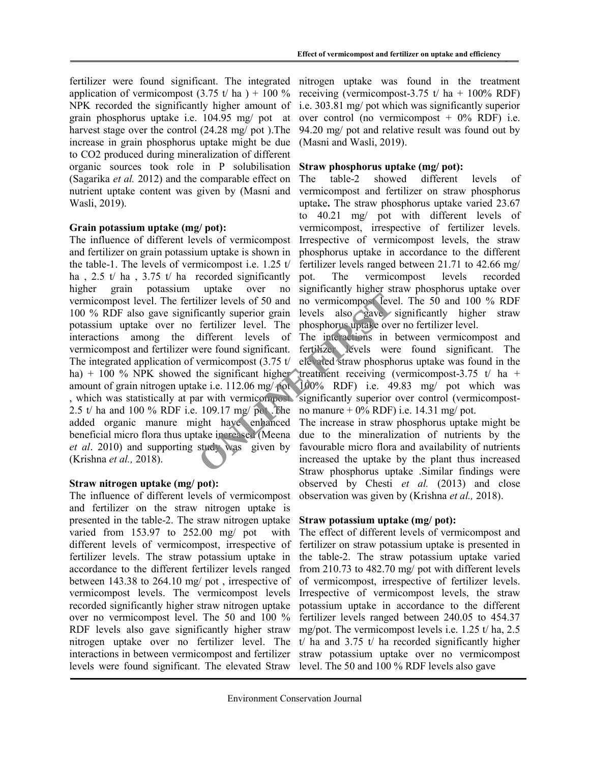fertilizer were found significant. The integrated application of vermicompost (3.75 t/ ha ) + 100 % NPK recorded the significantly higher amount of grain phosphorus uptake i.e. 104.95 mg/ pot at harvest stage over the control (24.28 mg/ pot ).The increase in grain phosphorus uptake might be due to $CO_2$ produced during mineralization of different organic sources took role in P solubilisation (Sagarika *et al.* 2012) and the comparable effect on nutrient uptake content was given by (Masni and Wasli, 2019).

**Grain potassium uptake (mg/ pot):**

The influence of different levels of vermicompost and fertilizer on grain potassium uptake is shown in the table-1. The levels of vermicompost i.e. 1.25 t/ ha , 2.5 t/ ha , 3.75 t/ ha recorded significantly higher grain potassium uptake over no vermicompost level. The fertilizer levels of 50 and 100 % RDF also gave significantly superior grain potassium uptake over no fertilizer level. The interactions among the different levels of vermicompost and fertilizer were found significant. The integrated application of vermicompost (3.75 t/ ha) + 100 % NPK showed the significant higher amount of grain nitrogen uptake i.e. 112.06 mg/ pot , which was statistically at par with vermicompost 2.5 t/ ha and 100 % RDF i.e. 109.17 mg/ pot .The added organic manure might have enhanced beneficial micro flora thus uptake increased (Meena *et al*. 2010) and supporting study was given by (Krishna *et al.,* 2018).

**Straw nitrogen uptake (mg/ pot):**

The influence of different levels of vermicompost and fertilizer on the straw nitrogen uptake is presented in the table-2. The straw nitrogen uptake varied from 153.97 to 252.00 mg/ pot with different levels of vermicompost, irrespective of fertilizer levels. The straw potassium uptake in accordance to the different fertilizer levels ranged between 143.38 to 264.10 mg/ pot , irrespective of vermicompost levels. The vermicompost levels recorded significantly higher straw nitrogen uptake over no vermicompost level. The 50 and 100 % RDF levels also gave significantly higher straw nitrogen uptake over no fertilizer level. The interactions in between vermicompost and fertilizer levels were found significant. The elevated Straw nitrogen uptake was found in the treatment receiving (vermicompost-3.75 t/ ha + 100% RDF) i.e. 303.81 mg/ pot which was significantly superior over control (no vermicompost + 0% RDF) i.e. 94.20 mg/ pot and relative result was found out by (Masni and Wasli, 2019).

**Straw phosphorus uptake (mg/ pot):**

The table-2 showed different levels of vermicompost and fertilizer on straw phosphorus uptake**.** The straw phosphorus uptake varied 23.67 to 40.21 mg/ pot with different levels of vermicompost, irrespective of fertilizer levels. Irrespective of vermicompost levels, the straw phosphorus uptake in accordance to the different fertilizer levels ranged between 21.71 to 42.66 mg/ pot. The vermicompost levels recorded significantly higher straw phosphorus uptake over no vermicompost level. The 50 and 100 % RDF levels also gave significantly higher straw phosphorus uptake over no fertilizer level.

The interactions in between vermicompost and fertilizer levels were found significant. The elevated straw phosphorus uptake was found in the treatment receiving (vermicompost-3.75 t/ ha + 100% RDF) i.e. 49.83 mg/ pot which was significantly superior over control (vermicompost-no manure + 0% RDF) i.e. 14.31 mg/ pot.

The increase in straw phosphorus uptake might be due to the mineralization of nutrients by the favourable micro flora and availability of nutrients increased the uptake by the plant thus increased Straw phosphorus uptake .Similar findings were observed by Chesti *et al.* (2013) and close observation was given by (Krishna *et al.,* 2018).

**Straw potassium uptake (mg/ pot):**

The effect of different levels of vermicompost and fertilizer on straw potassium uptake is presented in the table-2. The straw potassium uptake varied from 210.73 to 482.70 mg/ pot with different levels of vermicompost, irrespective of fertilizer levels. Irrespective of vermicompost levels, the straw potassium uptake in accordance to the different fertilizer levels ranged between 240.05 to 454.37 mg/pot. The vermicompost levels i.e. 1.25 t/ ha, 2.5 t/ ha and 3.75 t/ ha recorded significantly higher straw potassium uptake over no vermicompost level. The 50 and 100 % RDF levels also gave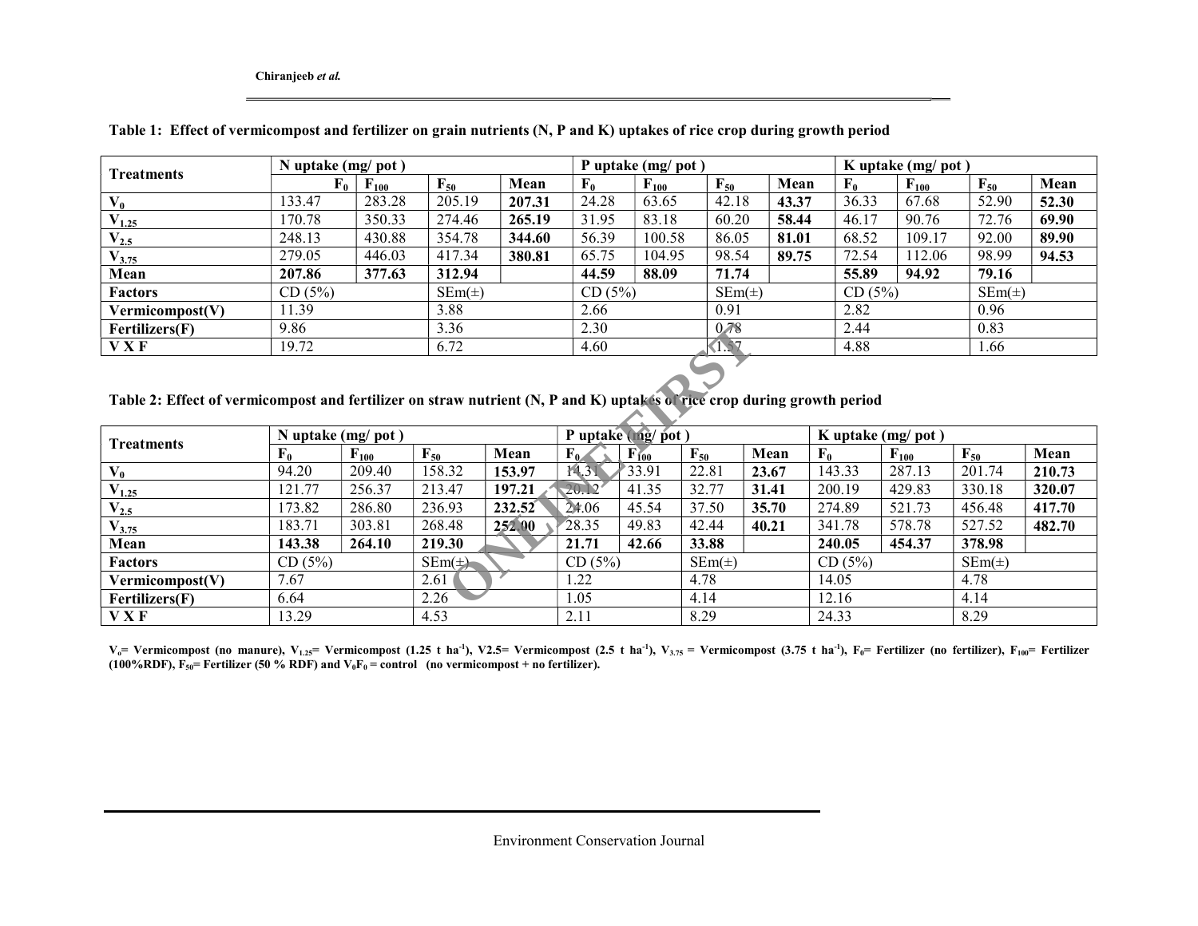**Table 1: Effect of vermicompost and fertilizer on grain nutrients (N, P and K) uptakes of rice crop during growth period**

| Treatments | N uptake (mg/ pot ) | | | | P uptake (mg/ pot ) | | | | K uptake (mg/ pot ) | | | |
|---|---|---|---|---|---|---|---|---|---|---|---|---|
| | $F_0$ | $F_{100}$ | $F_{50}$ | Mean | $F_0$ | $F_{100}$ | $F_{50}$ | Mean | $F_0$ | $F_{100}$ | $F_{50}$ | Mean |
| $V_0$ | 133.47 | 283.28 | 205.19 | **207.31** | 24.28 | 63.65 | 42.18 | **43.37** | 36.33 | 67.68 | 52.90 | **52.30** |
| $V_{1.25}$ | 170.78 | 350.33 | 274.46 | **265.19** | 31.95 | 83.18 | 60.20 | **58.44** | 46.17 | 90.76 | 72.76 | **69.90** |
| $V_{2.5}$ | 248.13 | 430.88 | 354.78 | **344.60** | 56.39 | 100.58 | 86.05 | **81.01** | 68.52 | 109.17 | 92.00 | **89.90** |
| $V_{3.75}$ | 279.05 | 446.03 | 417.34 | **380.81** | 65.75 | 104.95 | 98.54 | **89.75** | 72.54 | 112.06 | 98.99 | **94.53** |
| **Mean** | **207.86** | **377.63** | **312.94** | | **44.59** | **88.09** | **71.74** | | **55.89** | **94.92** | **79.16** | |
| **Factors** | CD (5%) | | SEm(±) | | CD (5%) | | SEm(±) | | CD (5%) | | SEm(±) | |
| **Vermicompost(V)** | 11.39 | | 3.88 | | 2.66 | | 0.91 | | 2.82 | | 0.96 | |
| **Fertilizers(F)** | 9.86 | | 3.36 | | 2.30 | | 0.78 | | 2.44 | | 0.83 | |
| **V X F** | 19.72 | | 6.72 | | 4.60 | | 1.57 | | 4.88 | | 1.66 | |

**Table 2: Effect of vermicompost and fertilizer on straw nutrient (N, P and K) uptakes of rice crop during growth period**

| Treatments | N uptake (mg/ pot ) | | | | P uptake (mg/ pot ) | | | | K uptake (mg/ pot ) | | | |
|---|---|---|---|---|---|---|---|---|---|---|---|---|
| | $F_0$ | $F_{100}$ | $F_{50}$ | Mean | $F_0$ | $F_{100}$ | $F_{50}$ | Mean | $F_0$ | $F_{100}$ | $F_{50}$ | Mean |
| $V_0$ | 94.20 | 209.40 | 158.32 | **153.97** | 14.31 | 33.91 | 22.81 | **23.67** | 143.33 | 287.13 | 201.74 | **210.73** |
| $V_{1.25}$ | 121.77 | 256.37 | 213.47 | **197.21** | 20.12 | 41.35 | 32.77 | **31.41** | 200.19 | 429.83 | 330.18 | **320.07** |
| $V_{2.5}$ | 173.82 | 286.80 | 236.93 | **232.52** | 24.06 | 45.54 | 37.50 | **35.70** | 274.89 | 521.73 | 456.48 | **417.70** |
| $V_{3.75}$ | 183.71 | 303.81 | 268.48 | **252.00** | 28.35 | 49.83 | 42.44 | **40.21** | 341.78 | 578.78 | 527.52 | **482.70** |
| **Mean** | **143.38** | **264.10** | **219.30** | | **21.71** | **42.66** | **33.88** | | **240.05** | **454.37** | **378.98** | |
| **Factors** | CD (5%) | | SEm(±) | | CD (5%) | | SEm(±) | | CD (5%) | | SEm(±) | |
| **Vermicompost(V)** | 7.67 | | 2.61 | | 1.22 | | 4.78 | | 14.05 | | 4.78 | |
| **Fertilizers(F)** | 6.64 | | 2.26 | | 1.05 | | 4.14 | | 12.16 | | 4.14 | |
| **V X F** | 13.29 | | 4.53 | | 2.11 | | 8.29 | | 24.33 | | 8.29 | |

**$V_o$= Vermicompost (no manure), $V_{1.25}$= Vermicompost (1.25 t $ha^{-1}$), V2.5= Vermicompost (2.5 t $ha^{-1}$), $V_{3.75}$ = Vermicompost (3.75 t $ha^{-1}$), $F_0$= Fertilizer (no fertilizer), $F_{100}$= Fertilizer (100%RDF), $F_{50}$= Fertilizer (50 % RDF) and $V_0F_0$ = control (no vermicompost + no fertilizer).**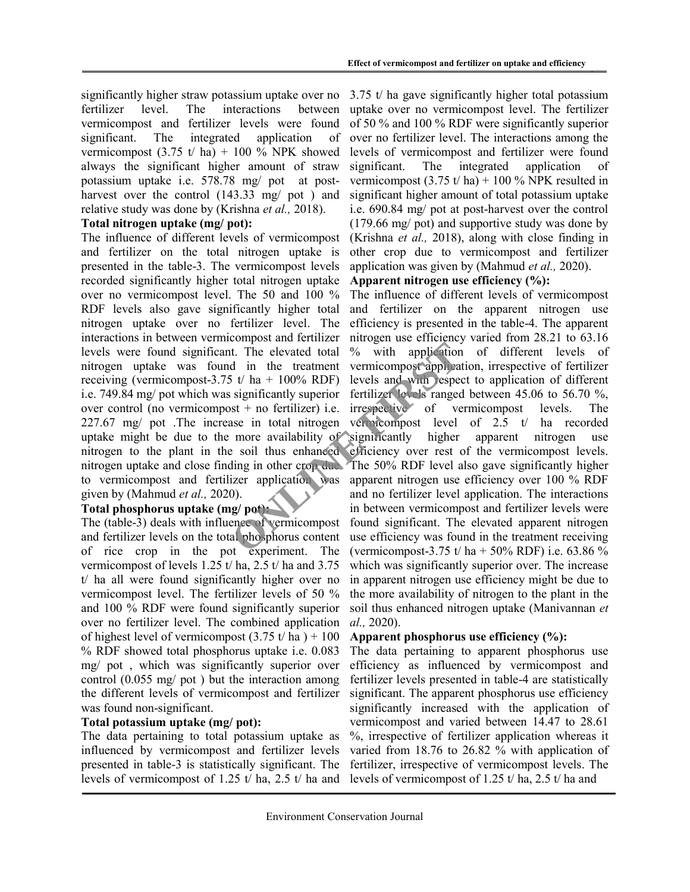significantly higher straw potassium uptake over no fertilizer level. The interactions between vermicompost and fertilizer levels were found significant. The integrated application of vermicompost (3.75 t/ ha) + 100 % NPK showed always the significant higher amount of straw potassium uptake i.e. 578.78 mg/ pot at post-harvest over the control (143.33 mg/ pot ) and relative study was done by (Krishna *et al.,* 2018).

**Total nitrogen uptake (mg/ pot):**

The influence of different levels of vermicompost and fertilizer on the total nitrogen uptake is presented in the table-3. The vermicompost levels recorded significantly higher total nitrogen uptake over no vermicompost level. The 50 and 100 % RDF levels also gave significantly higher total nitrogen uptake over no fertilizer level. The interactions in between vermicompost and fertilizer levels were found significant. The elevated total nitrogen uptake was found in the treatment receiving (vermicompost-3.75 t/ ha + 100% RDF) i.e. 749.84 mg/ pot which was significantly superior over control (no vermicompost + no fertilizer) i.e. 227.67 mg/ pot .The increase in total nitrogen uptake might be due to the more availability of nitrogen to the plant in the soil thus enhanced nitrogen uptake and close finding in other crop due to vermicompost and fertilizer application was given by (Mahmud *et al.,* 2020).

**Total phosphorus uptake (mg/ pot):**

The (table-3) deals with influence of vermicompost and fertilizer levels on the total phosphorus content of rice crop in the pot experiment. The vermicompost of levels 1.25 t/ ha, 2.5 t/ ha and 3.75 t/ ha all were found significantly higher over no vermicompost level. The fertilizer levels of 50 % and 100 % RDF were found significantly superior over no fertilizer level. The combined application of highest level of vermicompost (3.75 t/ ha ) + 100 % RDF showed total phosphorus uptake i.e. 0.083 mg/ pot , which was significantly superior over control (0.055 mg/ pot ) but the interaction among the different levels of vermicompost and fertilizer was found non-significant.

**Total potassium uptake (mg/ pot):**

The data pertaining to total potassium uptake as influenced by vermicompost and fertilizer levels presented in table-3 is statistically significant. The levels of vermicompost of 1.25 t/ ha, 2.5 t/ ha and 3.75 t/ ha gave significantly higher total potassium uptake over no vermicompost level. The fertilizer of 50 % and 100 % RDF were significantly superior over no fertilizer level. The interactions among the levels of vermicompost and fertilizer were found significant. The integrated application of vermicompost (3.75 t/ ha) + 100 % NPK resulted in significant higher amount of total potassium uptake i.e. 690.84 mg/ pot at post-harvest over the control (179.66 mg/ pot) and supportive study was done by (Krishna *et al.,* 2018), along with close finding in other crop due to vermicompost and fertilizer application was given by (Mahmud *et al.,* 2020).

**Apparent nitrogen use efficiency (%):**

The influence of different levels of vermicompost and fertilizer on the apparent nitrogen use efficiency is presented in the table-4. The apparent nitrogen use efficiency varied from 28.21 to 63.16 % with application of different levels of vermicompost application, irrespective of fertilizer levels and with respect to application of different fertilizer levels ranged between 45.06 to 56.70 %, irrespective of vermicompost levels. The vermicompost level of 2.5 t/ ha recorded significantly higher apparent nitrogen use efficiency over rest of the vermicompost levels. The 50% RDF level also gave significantly higher apparent nitrogen use efficiency over 100 % RDF and no fertilizer level application. The interactions in between vermicompost and fertilizer levels were found significant. The elevated apparent nitrogen use efficiency was found in the treatment receiving (vermicompost-3.75 t/ ha + 50% RDF) i.e. 63.86 % which was significantly superior over. The increase in apparent nitrogen use efficiency might be due to the more availability of nitrogen to the plant in the soil thus enhanced nitrogen uptake (Manivannan *et al.,* 2020).

**Apparent phosphorus use efficiency (%):**

The data pertaining to apparent phosphorus use efficiency as influenced by vermicompost and fertilizer levels presented in table-4 are statistically significant. The apparent phosphorus use efficiency significantly increased with the application of vermicompost and varied between 14.47 to 28.61 %, irrespective of fertilizer application whereas it varied from 18.76 to 26.82 % with application of fertilizer, irrespective of vermicompost levels. The levels of vermicompost of 1.25 t/ ha, 2.5 t/ ha and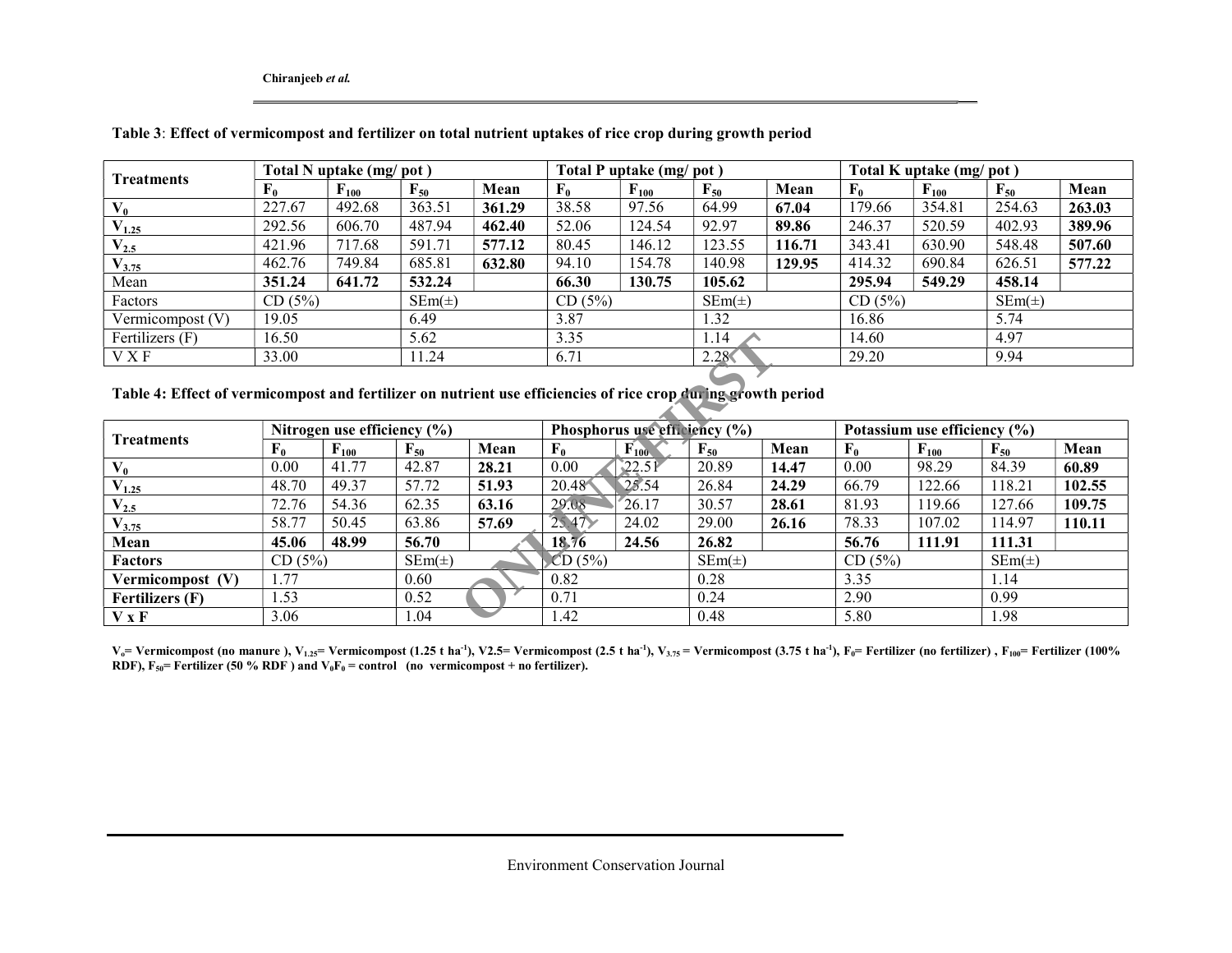**Table 3**: **Effect of vermicompost and fertilizer on total nutrient uptakes of rice crop during growth period**

| Treatments | Total N uptake (mg/ pot ) | | | | Total P uptake (mg/ pot ) | | | | Total K uptake (mg/ pot ) | | | |
|---|---|---|---|---|---|---|---|---|---|---|---|---|
| | $F_0$ | $F_{100}$ | $F_{50}$ | Mean | $F_0$ | $F_{100}$ | $F_{50}$ | Mean | $F_0$ | $F_{100}$ | $F_{50}$ | Mean |
| $V_0$ | 227.67 | 492.68 | 363.51 | **361.29** | 38.58 | 97.56 | 64.99 | **67.04** | 179.66 | 354.81 | 254.63 | **263.03** |
| $V_{1.25}$ | 292.56 | 606.70 | 487.94 | **462.40** | 52.06 | 124.54 | 92.97 | **89.86** | 246.37 | 520.59 | 402.93 | **389.96** |
| $V_{2.5}$ | 421.96 | 717.68 | 591.71 | **577.12** | 80.45 | 146.12 | 123.55 | **116.71** | 343.41 | 630.90 | 548.48 | **507.60** |
| $V_{3.75}$ | 462.76 | 749.84 | 685.81 | **632.80** | 94.10 | 154.78 | 140.98 | **129.95** | 414.32 | 690.84 | 626.51 | **577.22** |
| Mean | **351.24** | **641.72** | **532.24** | | **66.30** | **130.75** | **105.62** | | **295.94** | **549.29** | **458.14** | |
| Factors | CD (5%) | | SEm(±) | | CD (5%) | | SEm(±) | | CD (5%) | | SEm(±) | |
| Vermicompost (V) | 19.05 | | 6.49 | | 3.87 | | 1.32 | | 16.86 | | 5.74 | |
| Fertilizers (F) | 16.50 | | 5.62 | | 3.35 | | 1.14 | | 14.60 | | 4.97 | |
| V X F | 33.00 | | 11.24 | | 6.71 | | 2.28 | | 29.20 | | 9.94 | |

**Table 4: Effect of vermicompost and fertilizer on nutrient use efficiencies of rice crop during growth period**

| Treatments | Nitrogen use efficiency (%) | | | | Phosphorus use efficiency (%) | | | | Potassium use efficiency (%) | | | |
|---|---|---|---|---|---|---|---|---|---|---|---|---|
| | $F_0$ | $F_{100}$ | $F_{50}$ | Mean | $F_0$ | $F_{100}$ | $F_{50}$ | Mean | $F_0$ | $F_{100}$ | $F_{50}$ | Mean |
| $V_0$ | 0.00 | 41.77 | 42.87 | **28.21** | 0.00 | 22.51 | 20.89 | **14.47** | 0.00 | 98.29 | 84.39 | **60.89** |
| $V_{1.25}$ | 48.70 | 49.37 | 57.72 | **51.93** | 20.48 | 25.54 | 26.84 | **24.29** | 66.79 | 122.66 | 118.21 | **102.55** |
| $V_{2.5}$ | 72.76 | 54.36 | 62.35 | **63.16** | 29.08 | 26.17 | 30.57 | **28.61** | 81.93 | 119.66 | 127.66 | **109.75** |
| $V_{3.75}$ | 58.77 | 50.45 | 63.86 | **57.69** | 25.47 | 24.02 | 29.00 | **26.16** | 78.33 | 107.02 | 114.97 | **110.11** |
| **Mean** | **45.06** | **48.99** | **56.70** | | **18.76** | **24.56** | **26.82** | | **56.76** | **111.91** | **111.31** | |
| **Factors** | CD (5%) | | SEm(±) | | CD (5%) | | SEm(±) | | CD (5%) | | SEm(±) | |
| **Vermicompost (V)** | 1.77 | | 0.60 | | 0.82 | | 0.28 | | 3.35 | | 1.14 | |
| **Fertilizers (F)** | 1.53 | | 0.52 | | 0.71 | | 0.24 | | 2.90 | | 0.99 | |
| **V x F** | 3.06 | | 1.04 | | 1.42 | | 0.48 | | 5.80 | | 1.98 | |

**$V_0$= Vermicompost (no manure ), $V_{1.25}$= Vermicompost (1.25 t ha$^{-1}$), V2.5= Vermicompost (2.5 t ha$^{-1}$), $V_{3.75}$ = Vermicompost (3.75 t ha$^{-1}$), $F_0$= Fertilizer (no fertilizer) , $F_{100}$= Fertilizer (100% RDF), $F_{50}$= Fertilizer (50 % RDF ) and $V_0F_0$ = control (no vermicompost + no fertilizer).**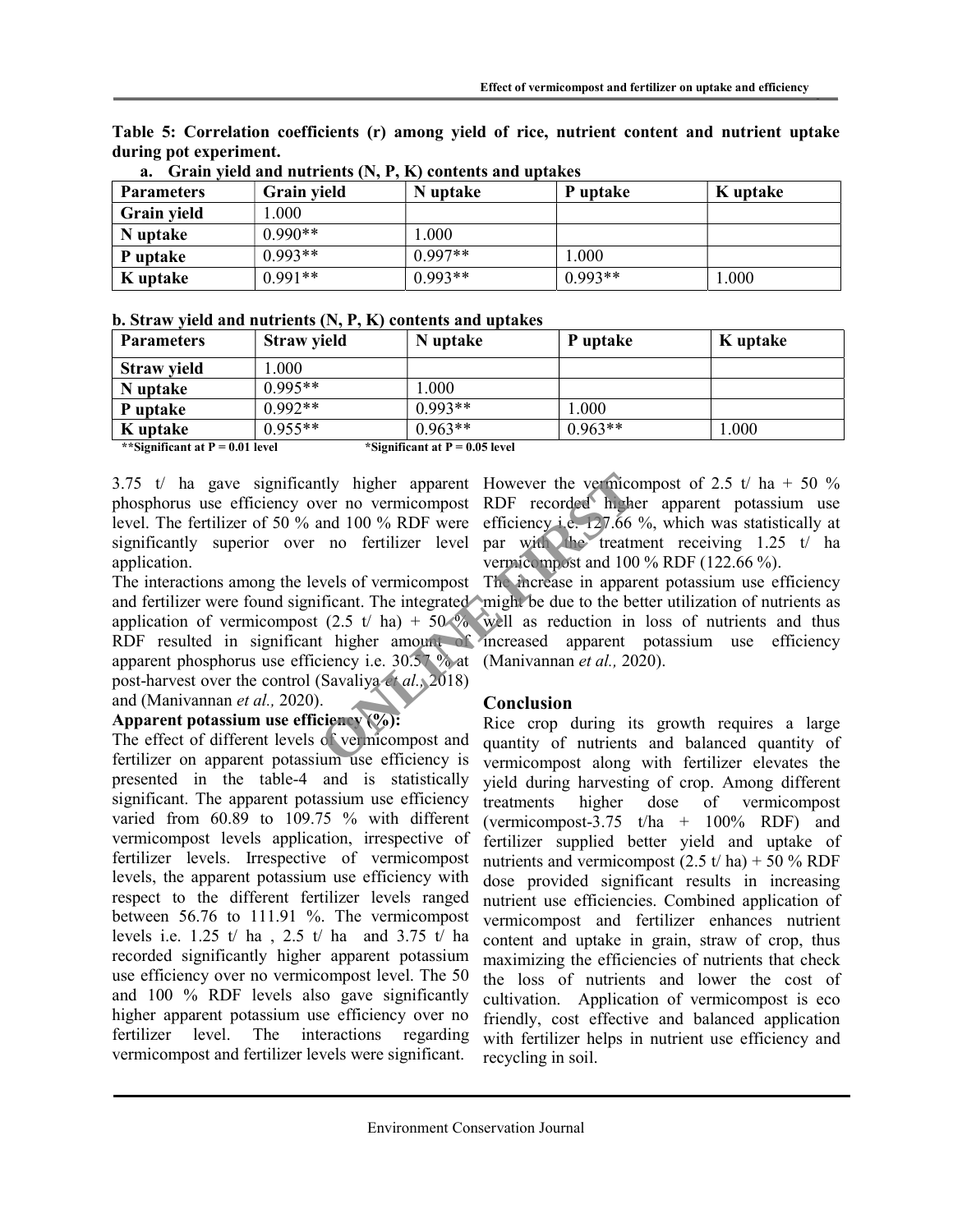**Table 5: Correlation coefficients (r) among yield of rice, nutrient content and nutrient uptake during pot experiment.**

a. **Grain yield and nutrients (N, P, K) contents and uptakes**

| Parameters | Grain yield | N uptake | P uptake | K uptake |
|---|---|---|---|---|
| **Grain yield** | 1.000 | | | |
| **N uptake** | 0.990** | 1.000 | | |
| **P uptake** | 0.993** | 0.997** | 1.000 | |
| **K uptake** | 0.991** | 0.993** | 0.993** | 1.000 |

**b. Straw yield and nutrients (N, P, K) contents and uptakes**

| Parameters | Straw yield | N uptake | P uptake | K uptake |
|---|---|---|---|---|
| **Straw yield** | 1.000 | | | |
| **N uptake** | 0.995** | 1.000 | | |
| **P uptake** | 0.992** | 0.993** | 1.000 | |
| **K uptake** | 0.955** | 0.963** | 0.963** | 1.000 |

**Significant at P = 0.01 level  *Significant at P = 0.05 level

3.75 t/ ha gave significantly higher apparent phosphorus use efficiency over no vermicompost level. The fertilizer of 50 % and 100 % RDF were significantly superior over no fertilizer level application.

The interactions among the levels of vermicompost and fertilizer were found significant. The integrated application of vermicompost (2.5 t/ ha) + 50 % RDF resulted in significant higher amount of apparent phosphorus use efficiency i.e. 30.57 % at post-harvest over the control (Savaliya *et al.,* 2018) and (Manivannan *et al.,* 2020).

### Apparent potassium use efficiency (%):

The effect of different levels of vermicompost and fertilizer on apparent potassium use efficiency is presented in the table-4 and is statistically significant. The apparent potassium use efficiency varied from 60.89 to 109.75 % with different vermicompost levels application, irrespective of fertilizer levels. Irrespective of vermicompost levels, the apparent potassium use efficiency with respect to the different fertilizer levels ranged between 56.76 to 111.91 %. The vermicompost levels i.e. 1.25 t/ ha , 2.5 t/ ha and 3.75 t/ ha recorded significantly higher apparent potassium use efficiency over no vermicompost level. The 50 and 100 % RDF levels also gave significantly higher apparent potassium use efficiency over no fertilizer level. The interactions regarding vermicompost and fertilizer levels were significant. However the vermicompost of 2.5 t/ ha + 50 % RDF recorded higher apparent potassium use efficiency i.e. 127.66 %, which was statistically at par with the treatment receiving 1.25 t/ ha vermicompost and 100 % RDF (122.66 %).

The increase in apparent potassium use efficiency might be due to the better utilization of nutrients as well as reduction in loss of nutrients and thus increased apparent potassium use efficiency (Manivannan *et al.,* 2020).

## Conclusion

Rice crop during its growth requires a large quantity of nutrients and balanced quantity of vermicompost along with fertilizer elevates the yield during harvesting of crop. Among different treatments higher dose of vermicompost (vermicompost-3.75 t/ha + 100% RDF) and fertilizer supplied better yield and uptake of nutrients and vermicompost (2.5 t/ ha) + 50 % RDF dose provided significant results in increasing nutrient use efficiencies. Combined application of vermicompost and fertilizer enhances nutrient content and uptake in grain, straw of crop, thus maximizing the efficiencies of nutrients that check the loss of nutrients and lower the cost of cultivation. Application of vermicompost is eco friendly, cost effective and balanced application with fertilizer helps in nutrient use efficiency and recycling in soil.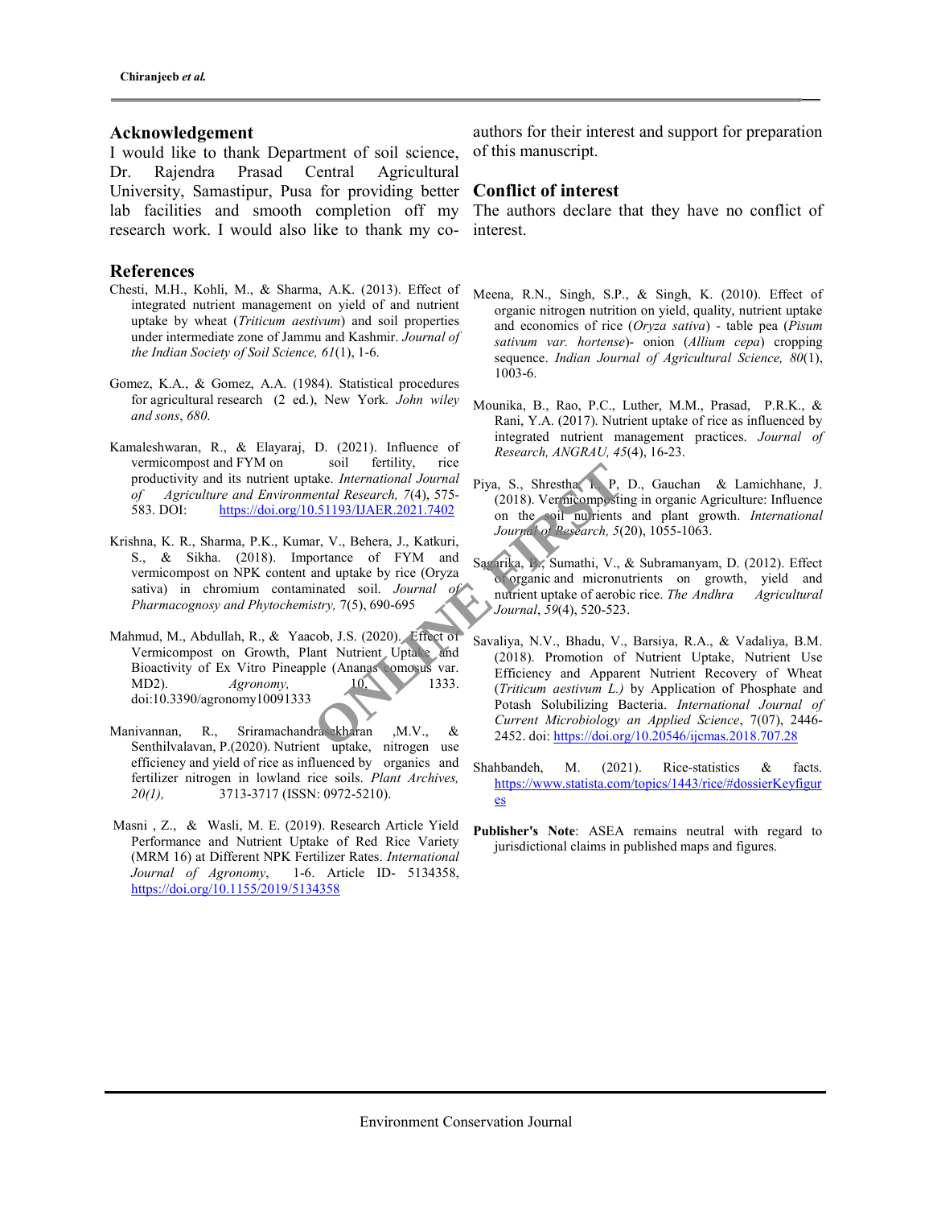## Acknowledgement

I would like to thank Department of soil science, Dr. Rajendra Prasad Central Agricultural University, Samastipur, Pusa for providing better lab facilities and smooth completion off my research work. I would also like to thank my co-authors for their interest and support for preparation of this manuscript.

## Conflict of interest

The authors declare that they have no conflict of interest.

## References

Chesti, M.H., Kohli, M., & Sharma, A.K. (2013). Effect of integrated nutrient management on yield of and nutrient uptake by wheat (*Triticum aestivum*) and soil properties under intermediate zone of Jammu and Kashmir. *Journal of the Indian Society of Soil Science, 61*(1), 1-6.

Gomez, K.A., & Gomez, A.A. (1984). Statistical procedures for agricultural research (2 ed.), New York. *John wiley and sons*, *680*.

Kamaleshwaran, R., & Elayaraj, D. (2021). Influence of vermicompost and FYM on soil fertility, rice productivity and its nutrient uptake. *International Journal of Agriculture and Environmental Research, 7*(4), 575-583. DOI: https://doi.org/10.51193/IJAER.2021.7402

Krishna, K. R., Sharma, P.K., Kumar, V., Behera, J., Katkuri, S., & Sikha. (2018). Importance of FYM and vermicompost on NPK content and uptake by rice (Oryza sativa) in chromium contaminated soil. *Journal of Pharmacognosy and Phytochemistry,* 7(5), 690-695

Mahmud, M., Abdullah, R., & Yaacob, J.S. (2020). Effect of Vermicompost on Growth, Plant Nutrient Uptake and Bioactivity of Ex Vitro Pineapple (Ananas comosus var. MD2). *Agronomy,* 10, 1333. doi:10.3390/agronomy10091333

Manivannan, R., Sriramachandrasekharan ,M.V., & Senthilvalavan, P.(2020). Nutrient uptake, nitrogen use efficiency and yield of rice as influenced by organics and fertilizer nitrogen in lowland rice soils. *Plant Archives, 20(1),* 3713-3717 (ISSN: 0972-5210).

Masni , Z., & Wasli, M. E. (2019). Research Article Yield Performance and Nutrient Uptake of Red Rice Variety (MRM 16) at Different NPK Fertilizer Rates. *International Journal of Agronomy*, 1-6. Article ID- 5134358, https://doi.org/10.1155/2019/5134358

Meena, R.N., Singh, S.P., & Singh, K. (2010). Effect of organic nitrogen nutrition on yield, quality, nutrient uptake and economics of rice (*Oryza sativa*) - table pea (*Pisum sativum var. hortense*)- onion (*Allium cepa*) cropping sequence. *Indian Journal of Agricultural Science, 80*(1), 1003-6.

Mounika, B., Rao, P.C., Luther, M.M., Prasad, P.R.K., & Rani, Y.A. (2017). Nutrient uptake of rice as influenced by integrated nutrient management practices. *Journal of Research, ANGRAU, 45*(4), 16-23.

Piya, S., Shrestha, I., P, D., Gauchan & Lamichhane, J. (2018). Vermicomposting in organic Agriculture: Influence on the soil nutrients and plant growth. *International Journal of Research, 5*(20), 1055-1063.

Sagarika, B., Sumathi, V., & Subramanyam, D. (2012). Effect of organic and micronutrients on growth, yield and nutrient uptake of aerobic rice. *The Andhra Agricultural Journal*, *59*(4), 520-523.

Savaliya, N.V., Bhadu, V., Barsiya, R.A., & Vadaliya, B.M. (2018). Promotion of Nutrient Uptake, Nutrient Use Efficiency and Apparent Nutrient Recovery of Wheat (*Triticum aestivum L.)* by Application of Phosphate and Potash Solubilizing Bacteria. *International Journal of Current Microbiology an Applied Science*, 7(07), 2446-2452. doi: https://doi.org/10.20546/ijcmas.2018.707.28

Shahbandeh, M. (2021). Rice-statistics & facts. https://www.statista.com/topics/1443/rice/#dossierKeyfigures

**Publisher's Note**: ASEA remains neutral with regard to jurisdictional claims in published maps and figures.